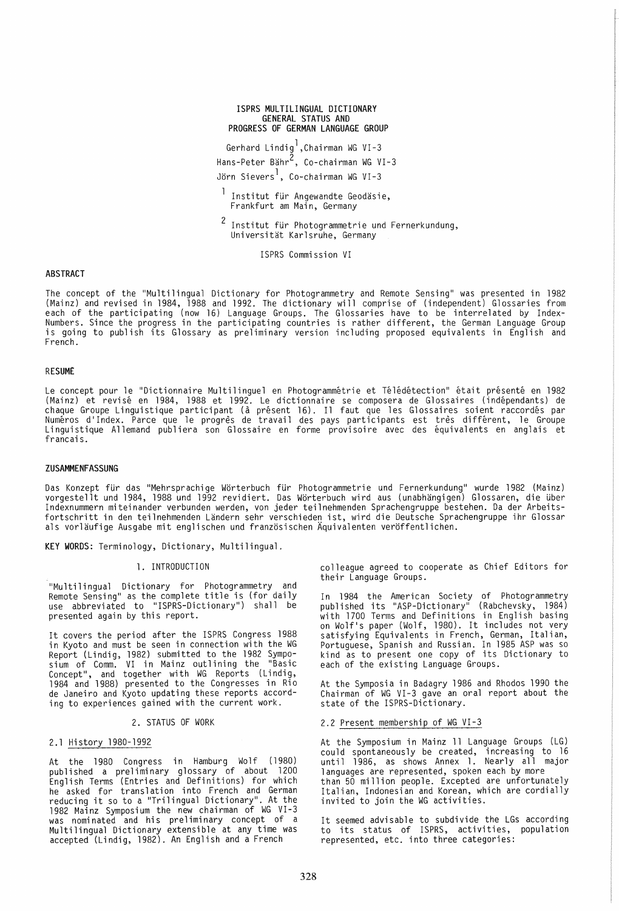# ISPRS MULTILINGUAL DICTIONARY GENERAL STATUS AND PROGRESS OF GERMAN LANGUAGE GROUP

Gerhard Lindig[1], Chairman WG VI-3

Hans-Peter Bähr[2], Co-chairman WG VI-3

Jörn Sievers[1], Co-chairman WG VI-3

[1] Institut für Angewandte Geodäsie, Frankfurt am Main, Germany

[2] Institut für Photogrammetrie und Fernerkundung, Universität Karlsruhe, Germany

ISPRS Commission VI

## ABSTRACT

The concept of the "Multilingual Dictionary for Photogrammetry and Remote Sensing" was presented in 1982 (Mainz) and revised in 1984, 1988 and 1992. The dictionary will comprise of (independent) Glossaries from each of the participating (now 16) Language Groups. The Glossaries have to be interrelated by Index-Numbers. Since the progress in the participating countries is rather different, the German Language Group is going to publish its Glossary as preliminary version including proposed equivalents in English and French.

## RESUMÉ

Le concept pour le "Dictionnaire Multilinguel en Photogrammêtrie et Télédêtection" était présenté en 1982 (Mainz) et revisé en 1984, 1988 et 1992. Le dictionnaire se composera de Glossaires (indépendants) de chaque Groupe Linguistique participant (à présent 16). Il faut que les Glossaires soient raccordés par Numéros d'Index. Parce que le progrès de travail des pays participants est três différent, le Groupe Linguistique Allemand publiera son Glossaire en forme provisoire avec des équivalents en anglais et francais.

## ZUSAMMENFASSUNG

Das Konzept für das "Mehrsprachige Wörterbuch für Photogrammetrie und Fernerkundung" wurde 1982 (Mainz) vorgestellt und 1984, 1988 und 1992 revidiert. Das Wörterbuch wird aus (unabhängigen) Glossaren, die über Indexnummern miteinander verbunden werden, von jeder teilnehmenden Sprachengruppe bestehen. Da der Arbeitsfortschritt in den teilnehmenden Ländern sehr verschieden ist, wird die Deutsche Sprachengruppe ihr Glossar als vorläufige Ausgabe mit englischen und französischen Äquivalenten veröffentlichen.

**KEY WORDS:** Terminology, Dictionary, Multilingual.

## 1. INTRODUCTION

"Multilingual Dictionary for Photogrammetry and Remote Sensing" as the complete title is (for daily use abbreviated to "ISPRS-Dictionary") shall be presented again by this report.

It covers the period after the ISPRS Congress 1988 in Kyoto and must be seen in connection with the WG Report (Lindig, 1982) submitted to the 1982 Symposium of Comm. VI in Mainz outlining the "Basic Concept", and together with WG Reports (Lindig, 1984 and 1988) presented to the Congresses in Rio de Janeiro and Kyoto updating these reports according to experiences gained with the current work.

## 2. STATUS OF WORK

### 2.1 History 1980-1992

At the 1980 Congress in Hamburg Wolf (1980) published a preliminary glossary of about 1200 English Terms (Entries and Definitions) for which he asked for translation into French and German reducing it so to a "Trilingual Dictionary". At the 1982 Mainz Symposium the new chairman of WG VI-3 was nominated and his preliminary concept of a Multilingual Dictionary extensible at any time was accepted (Lindig, 1982). An English and a French colleague agreed to cooperate as Chief Editors for their Language Groups.

In 1984 the American Society of Photogrammetry published its "ASP-Dictionary" (Rabchevsky, 1984) with 1700 Terms and Definitions in English basing on Wolf's paper (Wolf, 1980). It includes not very satisfying Equivalents in French, German, Italian, Portuguese, Spanish and Russian. In 1985 ASP was so kind as to present one copy of its Dictionary to each of the existing Language Groups.

At the Symposia in Badagry 1986 and Rhodos 1990 the Chairman of WG VI-3 gave an oral report about the state of the ISPRS-Dictionary.

### 2.2 Present membership of WG VI-3

At the Symposium in Mainz 11 Language Groups (LG) could spontaneously be created, increasing to 16 until 1986, as shows Annex 1. Nearly all major languages are represented, spoken each by more than 50 million people. Excepted are unfortunately Italian, Indonesian and Korean, which are cordially invited to join the WG activities.

It seemed advisable to subdivide the LGs according to its status of ISPRS, activities, population represented, etc. into three categories: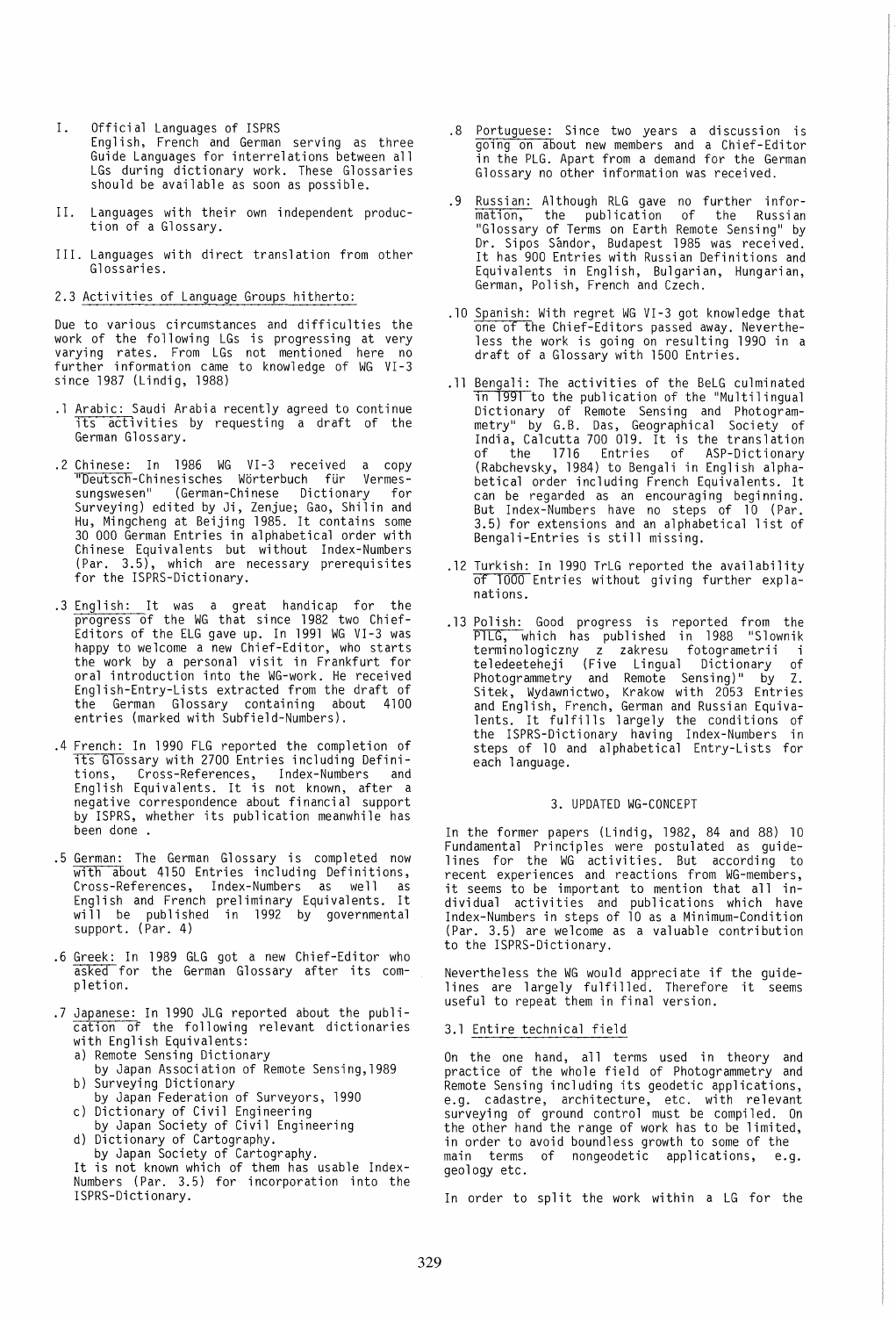I. Official Languages of ISPRS
English, French and German serving as three Guide Languages for interrelations between all LGs during dictionary work. These Glossaries should be available as soon as possible.

II. Languages with their own independent production of a Glossary.

III. Languages with direct translation from other Glossaries.

### 2.3 Activities of Language Groups hitherto:

Due to various circumstances and difficulties the work of the following LGs is progressing at very varying rates. From LGs not mentioned here no further information came to knowledge of WG VI-3 since 1987 (Lindig, 1988)

.1 Arabic: Saudi Arabia recently agreed to continue its activities by requesting a draft of the German Glossary.

.2 Chinese: In 1986 WG VI-3 received a copy "Deutsch-Chinesisches Wörterbuch für Vermessungswesen" (German-Chinese Dictionary for Surveying) edited by Ji, Zenjue; Gao, Shilin and Hu, Mingcheng at Beijing 1985. It contains some 30 000 German Entries in alphabetical order with Chinese Equivalents but without Index-Numbers (Par. 3.5), which are necessary prerequisites for the ISPRS-Dictionary.

.3 English: It was a great handicap for the progress of the WG that since 1982 two Chief-Editors of the ELG gave up. In 1991 WG VI-3 was happy to welcome a new Chief-Editor, who starts the work by a personal visit in Frankfurt for oral introduction into the WG-work. He received English-Entry-Lists extracted from the draft of the German Glossary containing about 4100 entries (marked with Subfield-Numbers).

.4 French: In 1990 FLG reported the completion of its Glossary with 2700 Entries including Definitions, Cross-References, Index-Numbers and English Equivalents. It is not known, after a negative correspondence about financial support by ISPRS, whether its publication meanwhile has been done .

.5 German: The German Glossary is completed now with about 4150 Entries including Definitions, Cross-References, Index-Numbers as well as English and French preliminary Equivalents. It will be published in 1992 by governmental support. (Par. 4)

.6 Greek: In 1989 GLG got a new Chief-Editor who asked for the German Glossary after its completion.

.7 Japanese: In 1990 JLG reported about the publication of the following relevant dictionaries with English Equivalents:
a) Remote Sensing Dictionary
by Japan Association of Remote Sensing,1989
b) Surveying Dictionary
by Japan Federation of Surveyors, 1990
c) Dictionary of Civil Engineering
by Japan Society of Civil Engineering
d) Dictionary of Cartography.
by Japan Society of Cartography.
It is not known which of them has usable Index-Numbers (Par. 3.5) for incorporation into the ISPRS-Dictionary.

.8 Portuguese: Since two years a discussion is going on about new members and a Chief-Editor in the PLG. Apart from a demand for the German Glossary no other information was received.

.9 Russian: Although RLG gave no further information, the publication of the Russian "Glossary of Terms on Earth Remote Sensing" by Dr. Sipos Sândor, Budapest 1985 was received. It has 900 Entries with Russian Definitions and Equivalents in English, Bulgarian, Hungarian, German, Polish, French and Czech.

.10 Spanish: With regret WG VI-3 got knowledge that one of the Chief-Editors passed away. Nevertheless the work is going on resulting 1990 in a draft of a Glossary with 1500 Entries.

.11 Bengali: The activities of the BeLG culminated in 1991 to the publication of the "Multilingual Dictionary of Remote Sensing and Photogrammetry" by G.B. Das, Geographical Society of India, Calcutta 700 019. It is the translation of the 1716 Entries of ASP-Dictionary (Rabchevsky, 1984) to Bengali in English alphabetical order including French Equivalents. It can be regarded as an encouraging beginning. But Index-Numbers have no steps of 10 (Par. 3.5) for extensions and an alphabetical list of Bengali-Entries is still missing.

.12 Turkish: In 1990 TrLG reported the availability of 1000 Entries without giving further explanations.

.13 Polish: Good progress is reported from the PlLG, which has published in 1988 "Slownik terminologiczny z zakresu fotogrametrii i teledeeteheji (Five Lingual Dictionary of Photogrammetry and Remote Sensing)" by Z. Sitek, Wydawnictwo, Krakow with 2053 Entries and English, French, German and Russian Equivalents. It fulfils largely the conditions of the ISPRS-Dictionary having Index-Numbers in steps of 10 and alphabetical Entry-Lists for each language.

## 3. UPDATED WG-CONCEPT

In the former papers (Lindig, 1982, 84 and 88) 10 Fundamental Principles were postulated as guidelines for the WG activities. But according to recent experiences and reactions from WG-members, it seems to be important to mention that all individual activities and publications which have Index-Numbers in steps of 10 as a Minimum-Condition (Par. 3.5) are welcome as a valuable contribution to the ISPRS-Dictionary.

Nevertheless the WG would appreciate if the guidelines are largely fulfilled. Therefore it seems useful to repeat them in final version.

### 3.1 Entire technical field

On the one hand, all terms used in theory and practice of the whole field of Photogrammetry and Remote Sensing including its geodetic applications, e.g. cadastre, architecture, etc. with relevant surveying of ground control must be compiled. On the other hand the range of work has to be limited, in order to avoid boundless growth to some of the main terms of nongeodetic applications, e.g. geology etc.

In order to split the work within a LG for the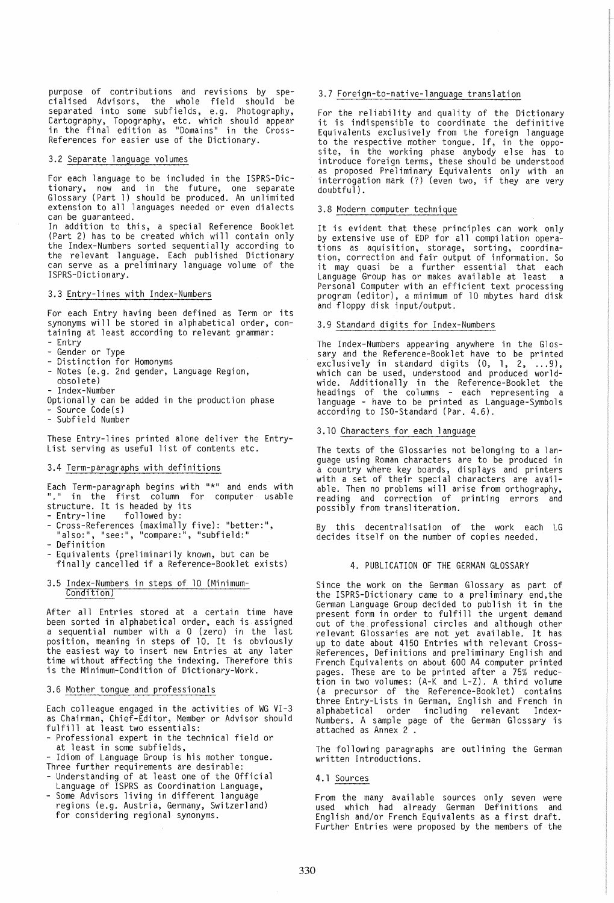purpose of contributions and revisions by specialised Advisors, the whole field should be separated into some subfields, e.g. Photography, Cartography, Topography, etc. which should appear in the final edition as "Domains" in the Cross-References for easier use of the Dictionary.

### 3.2 Separate language volumes

For each language to be included in the ISPRS-Dictionary, now and in the future, one separate Glossary (Part 1) should be produced. An unlimited extension to all languages needed or even dialects can be guaranteed.
In addition to this, a special Reference Booklet (Part 2) has to be created which will contain only the Index-Numbers sorted sequentially according to the relevant language. Each published Dictionary can serve as a preliminary language volume of the ISPRS-Dictionary.

### 3.3 Entry-lines with Index-Numbers

For each Entry having been defined as Term or its synonyms will be stored in alphabetical order, containing at least according to relevant grammar:

- Entry
- Gender or Type
- Distinction for Homonyms
- Notes (e.g. 2nd gender, Language Region, obsolete)
- Index-Number

Optionally can be added in the production phase

- Source Code(s)
- Subfield Number

These Entry-lines printed alone deliver the Entry-List serving as useful list of contents etc.

### 3.4 Term-paragraphs with definitions

Each Term-paragraph begins with "*" and ends with "." in the first column for computer usable structure. It is headed by its

- Entry-line followed by:
- Cross-References (maximally five): "better:", "also:", "see:", "compare:", "subfield:"
- Definition
- Equivalents (preliminarily known, but can be finally cancelled if a Reference-Booklet exists)

### 3.5 Index-Numbers in steps of 10 (Minimum-Condition)

After all Entries stored at a certain time have been sorted in alphabetical order, each is assigned a sequential number with a 0 (zero) in the last position, meaning in steps of 10. It is obviously the easiest way to insert new Entries at any later time without affecting the indexing. Therefore this is the Minimum-Condition of Dictionary-Work.

### 3.6 Mother tongue and professionals

Each colleague engaged in the activities of WG VI-3 as Chairman, Chief-Editor, Member or Advisor should fulfill at least two essentials:

- Professional expert in the technical field or at least in some subfields,
- Idiom of Language Group is his mother tongue.

Three further requirements are desirable:

- Understanding of at least one of the Official Language of ISPRS as Coordination Language,
- Some Advisors living in different language regions (e.g. Austria, Germany, Switzerland) for considering regional synonyms.

### 3.7 Foreign-to-native-language translation

For the reliability and quality of the Dictionary it is indispensible to coordinate the definitive Equivalents exclusively from the foreign language to the respective mother tongue. If, in the opposite, in the working phase anybody else has to introduce foreign terms, these should be understood as proposed Preliminary Equivalents only with an interrogation mark (?) (even two, if they are very doubtful).

### 3.8 Modern computer technique

It is evident that these principles can work only by extensive use of EDP for all compilation operations as aquisition, storage, sorting, coordination, correction and fair output of information. So it may quasi be a further essential that each Language Group has or makes available at least a Personal Computer with an efficient text processing program (editor), a minimum of 10 mbytes hard disk and floppy disk input/output.

### 3.9 Standard digits for Index-Numbers

The Index-Numbers appearing anywhere in the Glossary and the Reference-Booklet have to be printed exclusively in standard digits (0, 1, 2, ...9), which can be used, understood and produced worldwide. Additionally in the Reference-Booklet the headings of the columns - each representing a language - have to be printed as Language-Symbols according to ISO-Standard (Par. 4.6).

### 3.10 Characters for each language

The texts of the Glossaries not belonging to a language using Roman characters are to be produced in a country where key boards, displays and printers with a set of their special characters are available. Then no problems will arise from orthography, reading and correction of printing errors and possibly from transliteration.

By this decentralisation of the work each LG decides itself on the number of copies needed.

## 4. PUBLICATION OF THE GERMAN GLOSSARY

Since the work on the German Glossary as part of the ISPRS-Dictionary came to a preliminary end, the German Language Group decided to publish it in the present form in order to fulfill the urgent demand out of the professional circles and although other relevant Glossaries are not yet available. It has up to date about 4150 Entries with relevant Cross-References, Definitions and preliminary English and French Equivalents on about 600 A4 computer printed pages. These are to be printed after a 75% reduction in two volumes: (A-K and L-Z). A third volume (a precursor of the Reference-Booklet) contains three Entry-Lists in German, English and French in alphabetical order including relevant Index-Numbers. A sample page of the German Glossary is attached as Annex 2 .

The following paragraphs are outlining the German written Introductions.

### 4.1 Sources

From the many available sources only seven were used which had already German Definitions and English and/or French Equivalents as a first draft. Further Entries were proposed by the members of the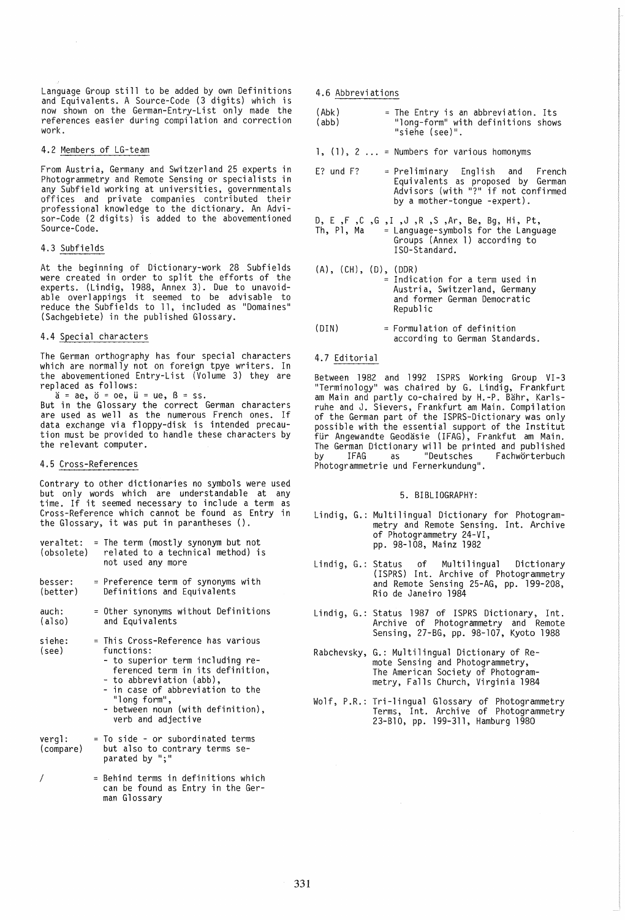Language Group still to be added by own Definitions and Equivalents. A Source-Code (3 digits) which is now shown on the German-Entry-List only made the references easier during compilation and correction work.

### 4.2 Members of LG-team

From Austria, Germany and Switzerland 25 experts in Photogrammetry and Remote Sensing or specialists in any Subfield working at universities, governmentals offices and private companies contributed their professional knowledge to the dictionary. An Advisor-Code (2 digits) is added to the abovementioned Source-Code.

### 4.3 Subfields

At the beginning of Dictionary-work 28 Subfields were created in order to split the efforts of the experts. (Lindig, 1988, Annex 3). Due to unavoidable overlappings it seemed to be advisable to reduce the Subfields to 11, included as "Domaines" (Sachgebiete) in the published Glossary.

### 4.4 Special characters

The German orthography has four special characters which are normally not on foreign tpye writers. In the abovementioned Entry-List (Volume 3) they are replaced as follows:

ä = ae, ö = oe, ü = ue, ß = ss.

But in the Glossary the correct German characters are used as well as the numerous French ones. If data exchange via floppy-disk is intended precaution must be provided to handle these characters by the relevant computer.

### 4.5 Cross-References

Contrary to other dictionaries no symbols were used but only words which are understandable at any time. If it seemed necessary to include a term as Cross-Reference which cannot be found as Entry in the Glossary, it was put in parantheses ().

veraltet: (obsolete) = The term (mostly synonym but not related to a technical method) is not used any more

besser: (better) = Preference term of synonyms with Definitions and Equivalents

auch: (also) = Other synonyms without Definitions and Equivalents

siehe: (see) = This Cross-Reference has various functions:
- to superior term including referenced term in its definition,
- to abbreviation (abb),
- in case of abbreviation to the "long form",
- between noun (with definition), verb and adjective

vergl: (compare) = To side - or subordinated terms but also to contrary terms separated by ";"

/ = Behind terms in definitions which can be found as Entry in the German Glossary

### 4.6 Abbreviations

(Abk) (abb) = The Entry is an abbreviation. Its "long-form" with definitions shows "siehe (see)".

1, (1), 2 ... = Numbers for various homonyms

E? und F? = Preliminary English and French Equivalents as proposed by German Advisors (with "?" if not confirmed by a mother-tongue -expert).

D, E ,F ,C ,G ,I ,J ,R ,S ,Ar, Be, Bg, Hi, Pt, Th, Pl, Ma = Language-symbols for the Language Groups (Annex 1) according to ISO-Standard.

(A), (CH), (D), (DDR) = Indication for a term used in Austria, Switzerland, Germany and former German Democratic Republic

(DIN) = Formulation of definition according to German Standards.

### 4.7 Editorial

Between 1982 and 1992 ISPRS Working Group VI-3 "Terminology" was chaired by G. Lindig, Frankfurt am Main and partly co-chaired by H.-P. Bähr, Karlsruhe and J. Sievers, Frankfurt am Main. Compilation of the German part of the ISPRS-Dictionary was only possible with the essential support of the Institut für Angewandte Geodäsie (IFAG), Frankfut am Main. The German Dictionary will be printed and published by IFAG as "Deutsches Fachwörterbuch Photogrammetrie und Fernerkundung".

## 5. BIBLIOGRAPHY:

Lindig, G.: Multilingual Dictionary for Photogrammetry and Remote Sensing. Int. Archive of Photogrammetry 24-VI, pp. 98-108, Mainz 1982

Lindig, G.: Status of Multilingual Dictionary (ISPRS) Int. Archive of Photogrammetry and Remote Sensing 25-AG, pp. 199-208, Rio de Janeiro 1984

Lindig, G.: Status 1987 of ISPRS Dictionary, Int. Archive of Photogrammetry and Remote Sensing, 27-BG, pp. 98-107, Kyoto 1988

Rabchevsky, G.: Multilingual Dictionary of Remote Sensing and Photogrammetry, The American Society of Photogrammetry, Falls Church, Virginia 1984

Wolf, P.R.: Tri-lingual Glossary of Photogrammetry Terms, Int. Archive of Photogrammetry 23-B10, pp. 199-311, Hamburg 1980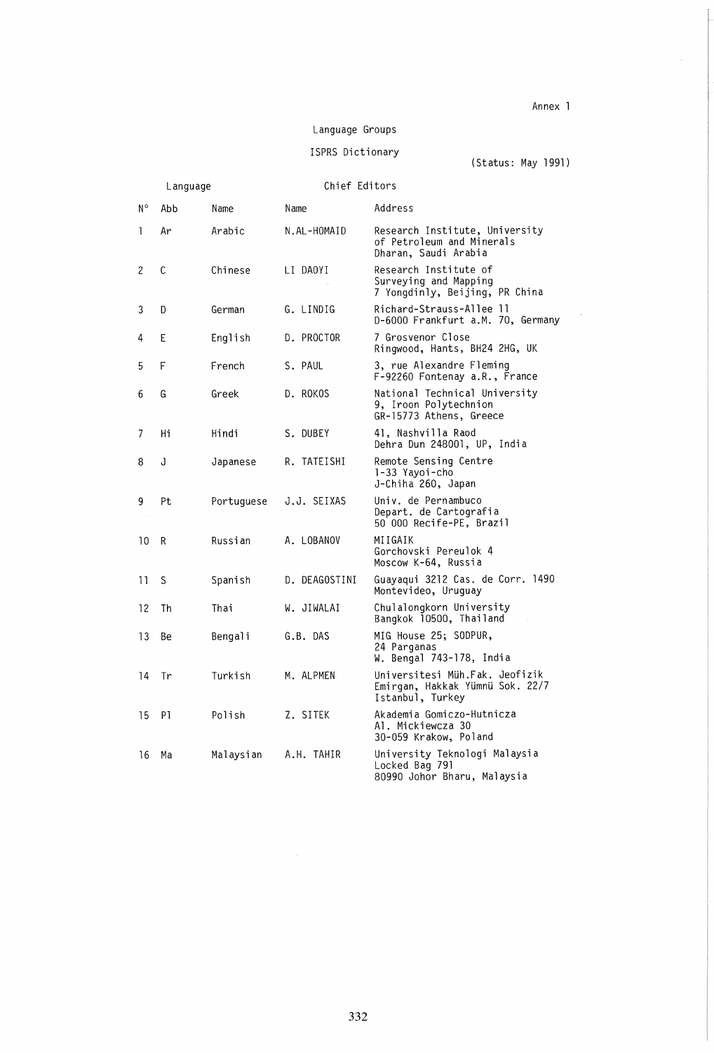Annex 1

## Language Groups

## ISPRS Dictionary

(Status: May 1991)

| Language | | | Chief Editors | |
|---|---|---|---|---|
| N° | Abb | Name | Name | Address |
| 1 | Ar | Arabic | N.AL-HOMAID | Research Institute, University of Petroleum and Minerals Dharan, Saudi Arabia |
| 2 | C | Chinese | LI DAOYI | Research Institute of Surveying and Mapping 7 Yongdinly, Beijing, PR China |
| 3 | D | German | G. LINDIG | Richard-Strauss-Allee 11 D-6000 Frankfurt a.M. 70, Germany |
| 4 | E | English | D. PROCTOR | 7 Grosvenor Close Ringwood, Hants, BH24 2HG, UK |
| 5 | F | French | S. PAUL | 3, rue Alexandre Fleming F-92260 Fontenay a.R., France |
| 6 | G | Greek | D. ROKOS | National Technical University 9, Iroon Polytechnion GR-15773 Athens, Greece |
| 7 | Hi | Hindi | S. DUBEY | 41, Nashvilla Raod Dehra Dun 248001, UP, India |
| 8 | J | Japanese | R. TATEISHI | Remote Sensing Centre 1-33 Yayoi-cho J-Chiha 260, Japan |
| 9 | Pt | Portuguese | J.J. SEIXAS | Univ. de Pernambuco Depart. de Cartografia 50 000 Recife-PE, Brazil |
| 10 | R | Russian | A. LOBANOV | MIIGAIK Gorchovski Pereulok 4 Moscow K-64, Russia |
| 11 | S | Spanish | D. DEAGOSTINI | Guayaqui 3212 Cas. de Corr. 1490 Montevideo, Uruguay |
| 12 | Th | Thai | W. JIWALAI | Chulalongkorn University Bangkok 10500, Thailand |
| 13 | Be | Bengali | G.B. DAS | MIG House 25; SODPUR, 24 Parganas W. Bengal 743-178, India |
| 14 | Tr | Turkish | M. ALPMEN | Universitesi Müh.Fak. Jeofizik Emirgan, Hakkak Yümnü Sok. 22/7 Istanbul, Turkey |
| 15 | Pl | Polish | Z. SITEK | Akademia Gomiczo-Hutnicza Al. Mickiewcza 30 30-059 Krakow, Poland |
| 16 | Ma | Malaysian | A.H. TAHIR | University Teknologi Malaysia Locked Bag 791 80990 Johor Bharu, Malaysia |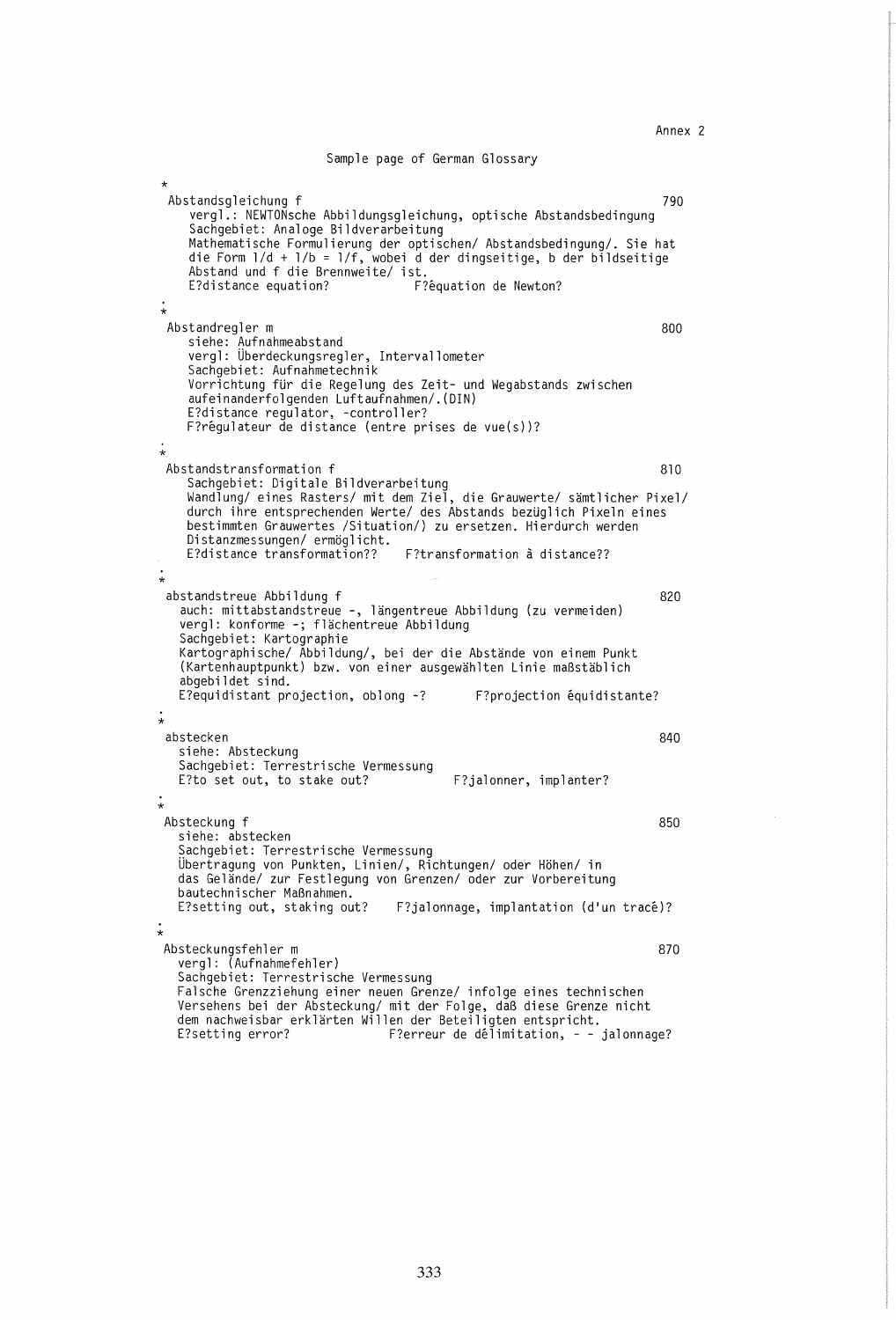Annex 2

Sample page of German Glossary

\*
Abstandsgleichung f 790
vergl.: NEWTONsche Abbildungsgleichung, optische Abstandsbedingung
Sachgebiet: Analoge Bildverarbeitung
Mathematische Formulierung der optischen/ Abstandsbedingung/. Sie hat die Form $1/d + 1/b = 1/f$, wobei d der dingseitige, b der bildseitige Abstand und f die Brennweite/ ist.
E?distance equation? F?équation de Newton?

.
\*
Abstandregler m 800
siehe: Aufnahmeabstand
vergl: Überdeckungsregler, Intervallometer
Sachgebiet: Aufnahmetechnik
Vorrichtung für die Regelung des Zeit- und Wegabstands zwischen aufeinanderfolgenden Luftaufnahmen/.(DIN)
E?distance regulator, -controller?
F?régulateur de distance (entre prises de vue(s))?

.
\*
Abstandstransformation f 810
Sachgebiet: Digitale Bildverarbeitung
Wandlung/ eines Rasters/ mit dem Ziel, die Grauwerte/ sämtlicher Pixel/ durch ihre entsprechenden Werte/ des Abstands bezüglich Pixeln eines bestimmten Grauwertes /Situation/) zu ersetzen. Hierdurch werden Distanzmessungen/ ermöglicht.
E?distance transformation?? F?transformation à distance??

.
\*
abstandstreue Abbildung f 820
auch: mittabstandstreue -, längentreue Abbildung (zu vermeiden)
vergl: konforme -; flächentreue Abbildung
Sachgebiet: Kartographie
Kartographische/ Abbildung/, bei der die Abstände von einem Punkt (Kartenhauptpunkt) bzw. von einer ausgewählten Linie maßstäblich abgebildet sind.
E?equidistant projection, oblong -? F?projection équidistante?

.
\*
abstecken 840
siehe: Absteckung
Sachgebiet: Terrestrische Vermessung
E?to set out, to stake out? F?jalonner, implanter?

.
\*
Absteckung f 850
siehe: abstecken
Sachgebiet: Terrestrische Vermessung
Übertragung von Punkten, Linien/, Richtungen/ oder Höhen/ in das Gelände/ zur Festlegung von Grenzen/ oder zur Vorbereitung bautechnischer Maßnahmen.
E?setting out, staking out? F?jalonnage, implantation (d'un tracé)?

.
\*
Absteckungsfehler m 870
vergl: (Aufnahmefehler)
Sachgebiet: Terrestrische Vermessung
Falsche Grenzziehung einer neuen Grenze/ infolge eines technischen Versehens bei der Absteckung/ mit der Folge, daß diese Grenze nicht dem nachweisbar erklärten Willen der Beteiligten entspricht.
E?setting error? F?erreur de délimitation, - - jalonnage?